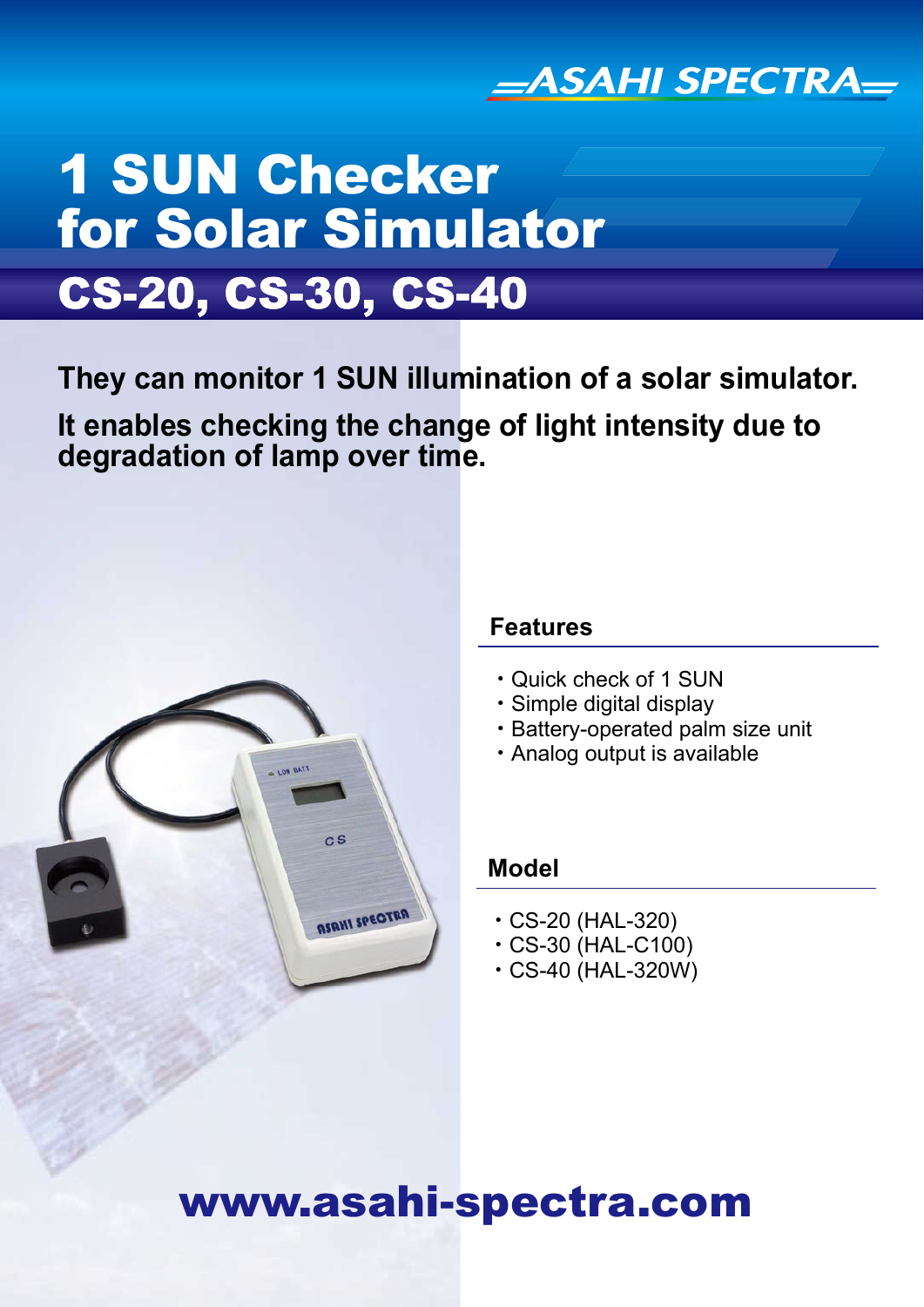ASAHI SPECTRA

# 1 SUN Checker for Solar Simulator

## CS-20, CS-30, CS-40

**They can monitor 1 SUN illumination of a solar simulator.**

**It enables checking the change of light intensity due to degradation of lamp over time.**

### Features

- Quick check of 1 SUN
- Simple digital display
- Battery-operated palm size unit
- Analog output is available

### Model

- CS-20 (HAL-320)
- CS-30 (HAL-C100)
- CS-40 (HAL-320W)

www.asahi-spectra.com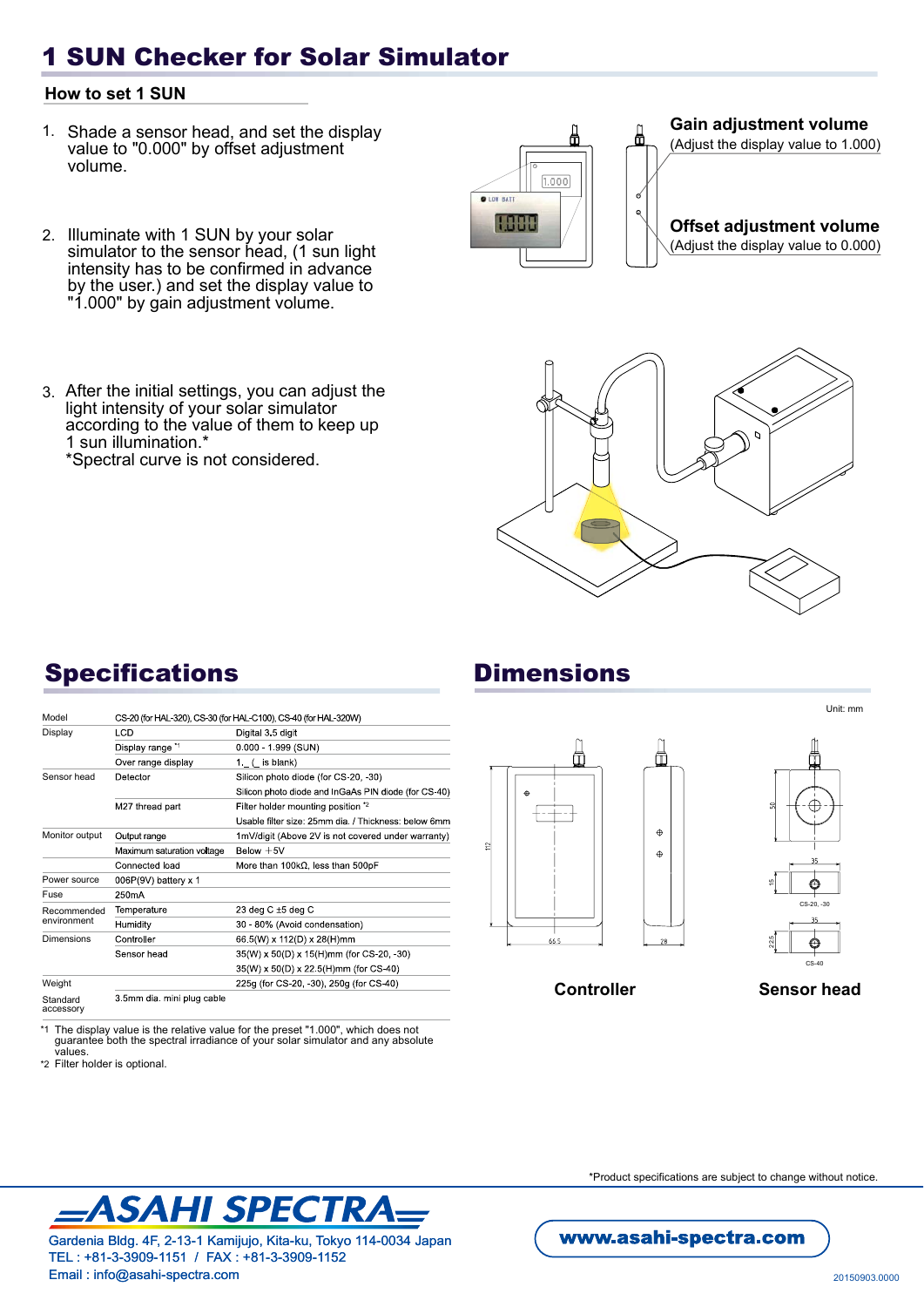# 1 SUN Checker for Solar Simulator

## How to set 1 SUN

1. Shade a sensor head, and set the display value to "0.000" by offset adjustment volume.
2. Illuminate with 1 SUN by your solar simulator to the sensor head, (1 sun light intensity has to be confirmed in advance by the user.) and set the display value to "1.000" by gain adjustment volume.
3. After the initial settings, you can adjust the light intensity of your solar simulator according to the value of them to keep up 1 sun illumination.*
   *Spectral curve is not considered.

**Gain adjustment volume**
(Adjust the display value to 1.000)

**Offset adjustment volume**
(Adjust the display value to 0.000)

LOW BATT

1.000

# Specifications

| | | |
|---|---|---|
| Model | CS-20 (for HAL-320), CS-30 (for HAL-C100), CS-40 (for HAL-320W) | |
| Display | LCD | Digital 3.5 digit |
| | Display range *1 | 0.000 - 1.999 (SUN) |
| | Over range display | 1._ (_ is blank) |
| Sensor head | Detector | Silicon photo diode (for CS-20, -30) |
| | | Silicon photo diode and InGaAs PIN diode (for CS-40) |
| | M27 thread part | Filter holder mounting position *2 |
| | | Usable filter size: 25mm dia. / Thickness: below 6mm |
| Monitor output | Output range | 1mV/digit (Above 2V is not covered under warranty) |
| | Maximum saturation voltage | Below +5V |
| | Connected load | More than 100kΩ, less than 500pF |
| Power source | 006P(9V) battery x 1 | |
| Fuse | 250mA | |
| Recommended environment | Temperature | 23 deg C ±5 deg C |
| | Humidity | 30 - 80% (Avoid condensation) |
| Dimensions | Controller | 66.5(W) x 112(D) x 28(H)mm |
| | Sensor head | 35(W) x 50(D) x 15(H)mm (for CS-20, -30) |
| | | 35(W) x 50(D) x 22.5(H)mm (for CS-40) |
| Weight | | 225g (for CS-20, -30), 250g (for CS-40) |
| Standard accessory | 3.5mm dia. mini plug cable | |

*1 The display value is the relative value for the preset "1.000", which does not guarantee both the spectral irradiance of your solar simulator and any absolute values.
*2 Filter holder is optional.

# Dimensions

Unit: mm

112
66.5
28
50
35
15
CS-20, -30
35
22.5
CS-40

**Controller** **Sensor head**

*Product specifications are subject to change without notice.

ASAHI SPECTRA
Gardenia Bldg. 4F, 2-13-1 Kamijujo, Kita-ku, Tokyo 114-0034 Japan
TEL : +81-3-3909-1151 / FAX : +81-3-3909-1152
Email : info@asahi-spectra.com

www.asahi-spectra.com

20150903.0000